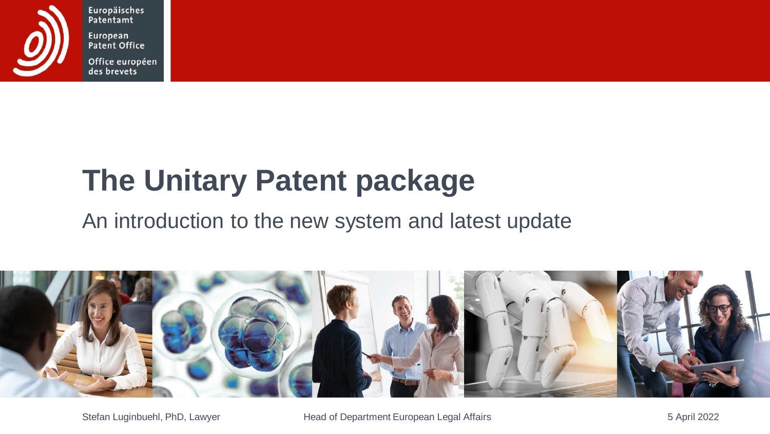Europäisches Patentamt
European Patent Office
Office européen des brevets

# The Unitary Patent package

## An introduction to the new system and latest update

Stefan Luginbuehl, PhD, Lawyer

Head of Department European Legal Affairs

5 April 2022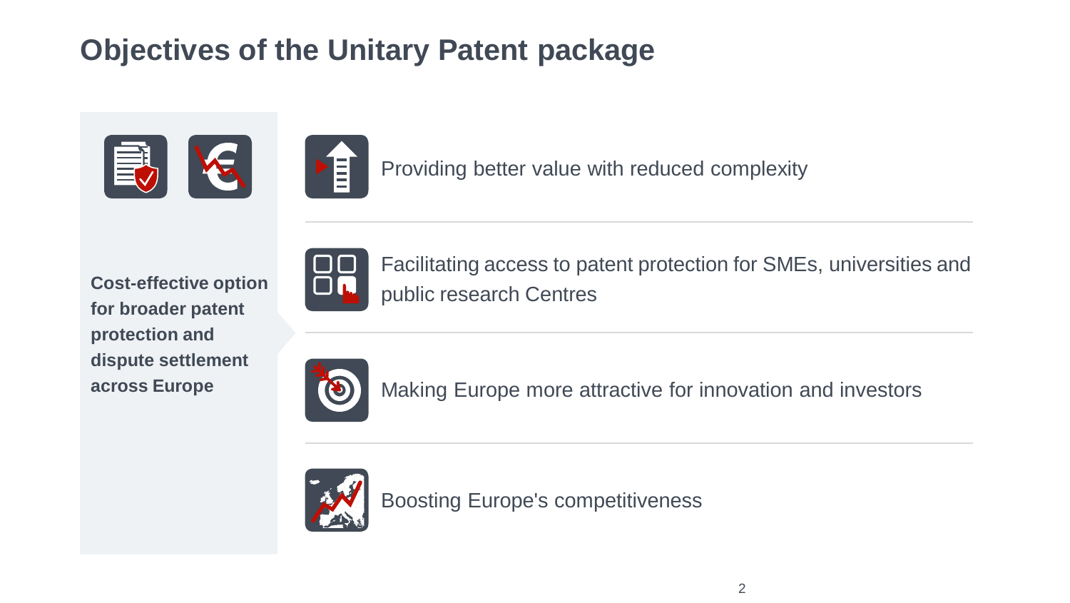# Objectives of the Unitary Patent package

**Cost-effective option for broader patent protection and dispute settlement across Europe**

- Providing better value with reduced complexity
- Facilitating access to patent protection for SMEs, universities and public research Centres
- Making Europe more attractive for innovation and investors
- Boosting Europe's competitiveness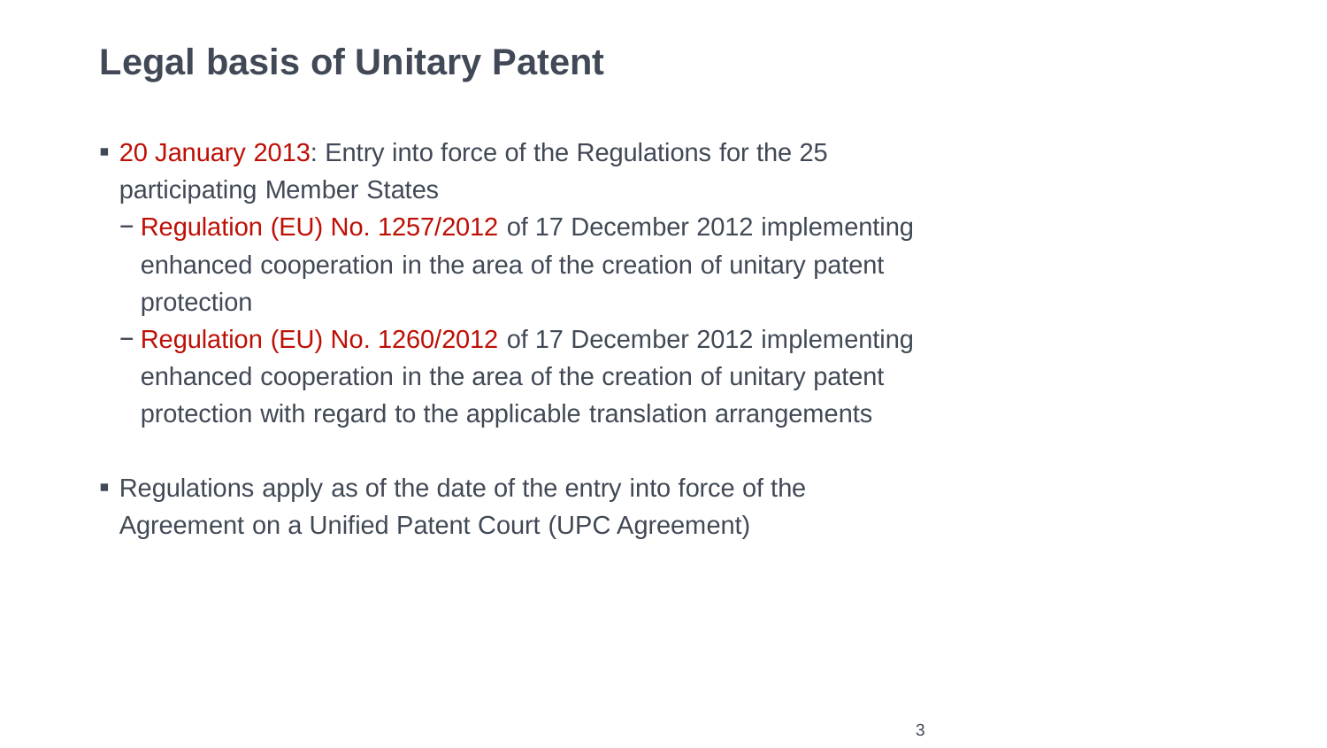# Legal basis of Unitary Patent

- 20 January 2013: Entry into force of the Regulations for the 25 participating Member States
  - Regulation (EU) No. 1257/2012 of 17 December 2012 implementing enhanced cooperation in the area of the creation of unitary patent protection
  - Regulation (EU) No. 1260/2012 of 17 December 2012 implementing enhanced cooperation in the area of the creation of unitary patent protection with regard to the applicable translation arrangements

- Regulations apply as of the date of the entry into force of the Agreement on a Unified Patent Court (UPC Agreement)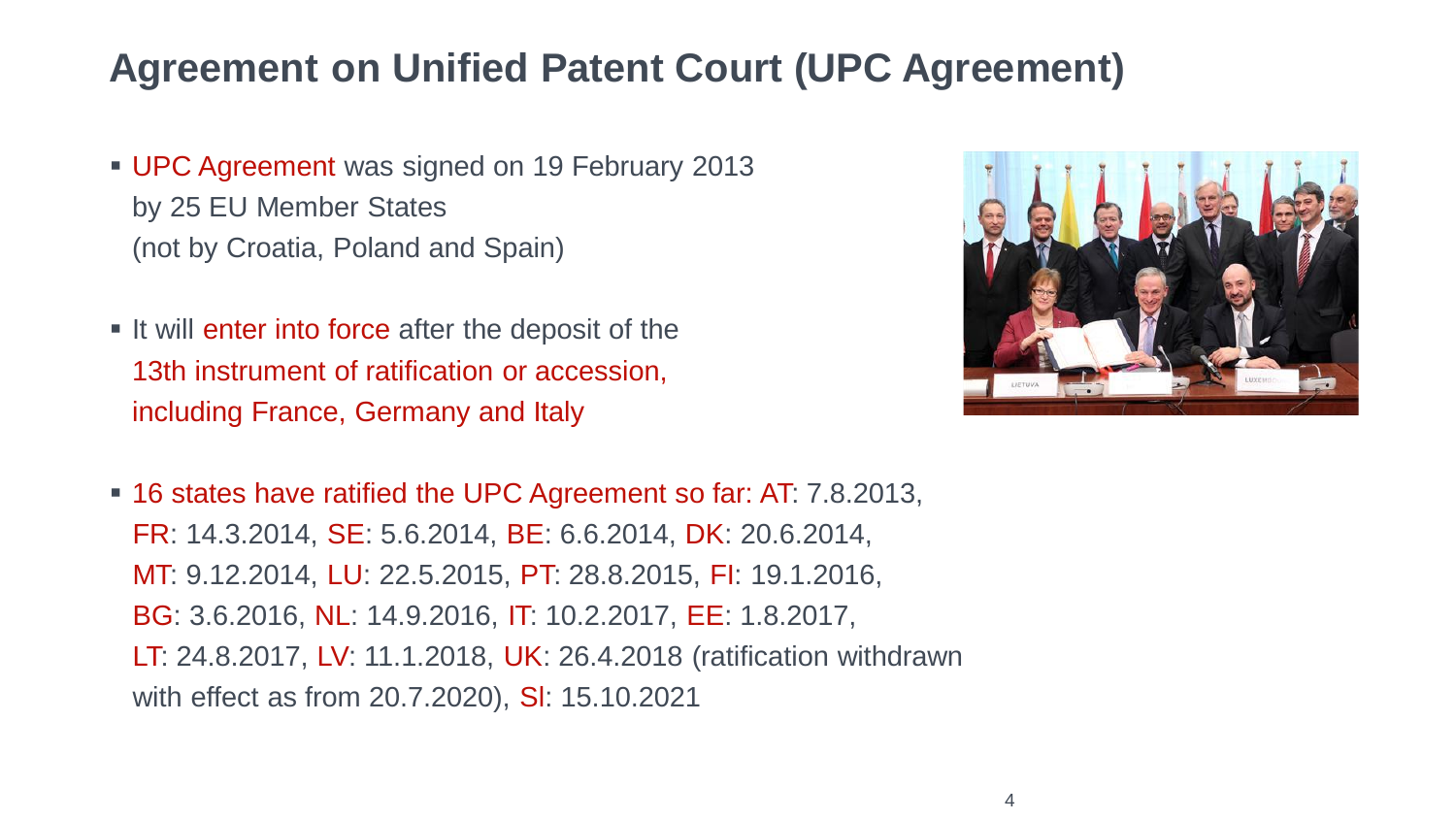# Agreement on Unified Patent Court (UPC Agreement)

- UPC Agreement was signed on 19 February 2013 by 25 EU Member States (not by Croatia, Poland and Spain)
- It will enter into force after the deposit of the 13th instrument of ratification or accession, including France, Germany and Italy
- 16 states have ratified the UPC Agreement so far: AT: 7.8.2013, FR: 14.3.2014, SE: 5.6.2014, BE: 6.6.2014, DK: 20.6.2014, MT: 9.12.2014, LU: 22.5.2015, PT: 28.8.2015, FI: 19.1.2016, BG: 3.6.2016, NL: 14.9.2016, IT: 10.2.2017, EE: 1.8.2017, LT: 24.8.2017, LV: 11.1.2018, UK: 26.4.2018 (ratification withdrawn with effect as from 20.7.2020), SI: 15.10.2021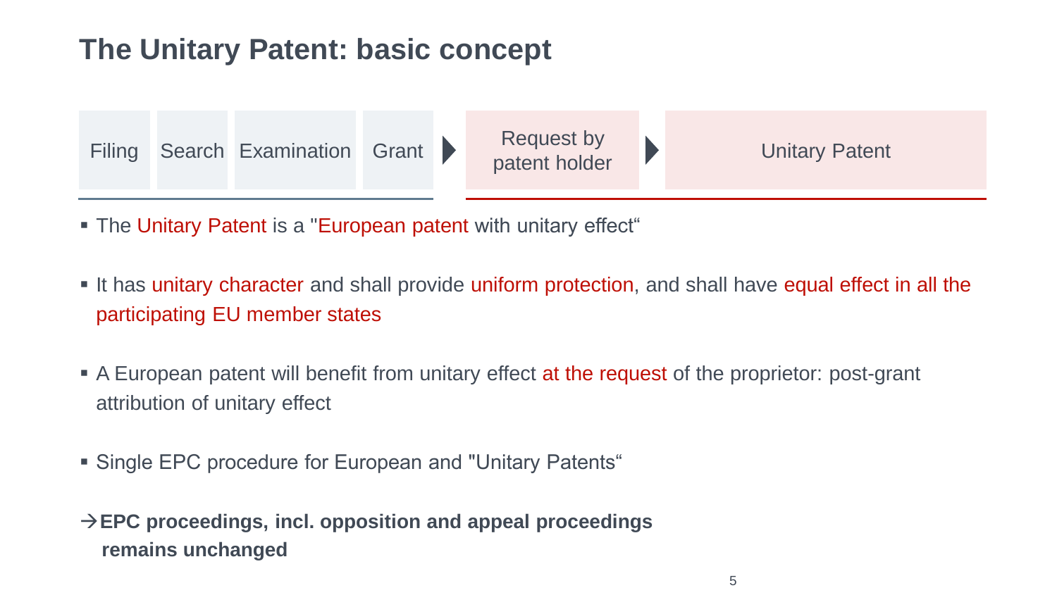# The Unitary Patent: basic concept

Filing → Search → Examination → Grant ▶ Request by patent holder ▶ Unitary Patent

- The Unitary Patent is a "European patent with unitary effect“
- It has unitary character and shall provide uniform protection, and shall have equal effect in all the participating EU member states
- A European patent will benefit from unitary effect at the request of the proprietor: post-grant attribution of unitary effect
- Single EPC procedure for European and "Unitary Patents“

→**EPC proceedings, incl. opposition and appeal proceedings remains unchanged**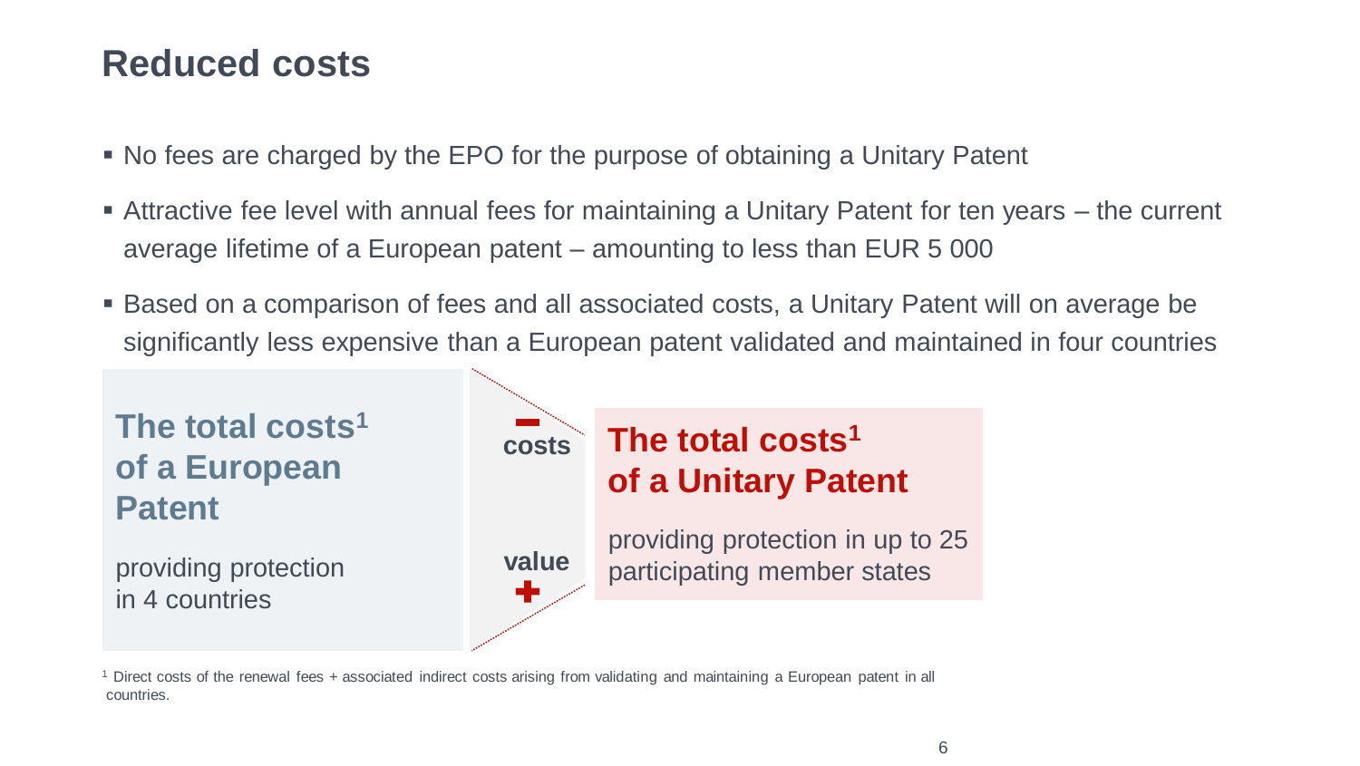## Reduced costs

- No fees are charged by the EPO for the purpose of obtaining a Unitary Patent
- Attractive fee level with annual fees for maintaining a Unitary Patent for ten years – the current average lifetime of a European patent – amounting to less than EUR 5 000
- Based on a comparison of fees and all associated costs, a Unitary Patent will on average be significantly less expensive than a European patent validated and maintained in four countries

**The total costs[1] of a European Patent**

providing protection in 4 countries

**–** **costs**

**value** **+**

**The total costs[1] of a Unitary Patent**

providing protection in up to 25 participating member states

[1] Direct costs of the renewal fees + associated indirect costs arising from validating and maintaining a European patent in all countries.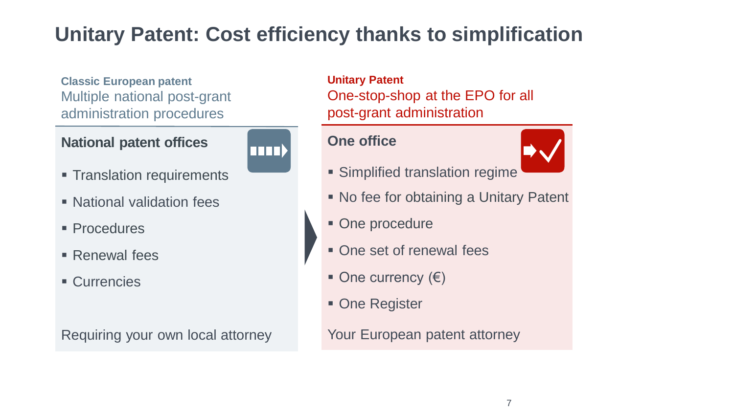# Unitary Patent: Cost efficiency thanks to simplification

**Classic European patent**
Multiple national post-grant administration procedures

### National patent offices

- Translation requirements
- National validation fees
- Procedures
- Renewal fees
- Currencies

Requiring your own local attorney

**Unitary Patent**
One-stop-shop at the EPO for all post-grant administration

### One office

- Simplified translation regime
- No fee for obtaining a Unitary Patent
- One procedure
- One set of renewal fees
- One currency (€)
- One Register

Your European patent attorney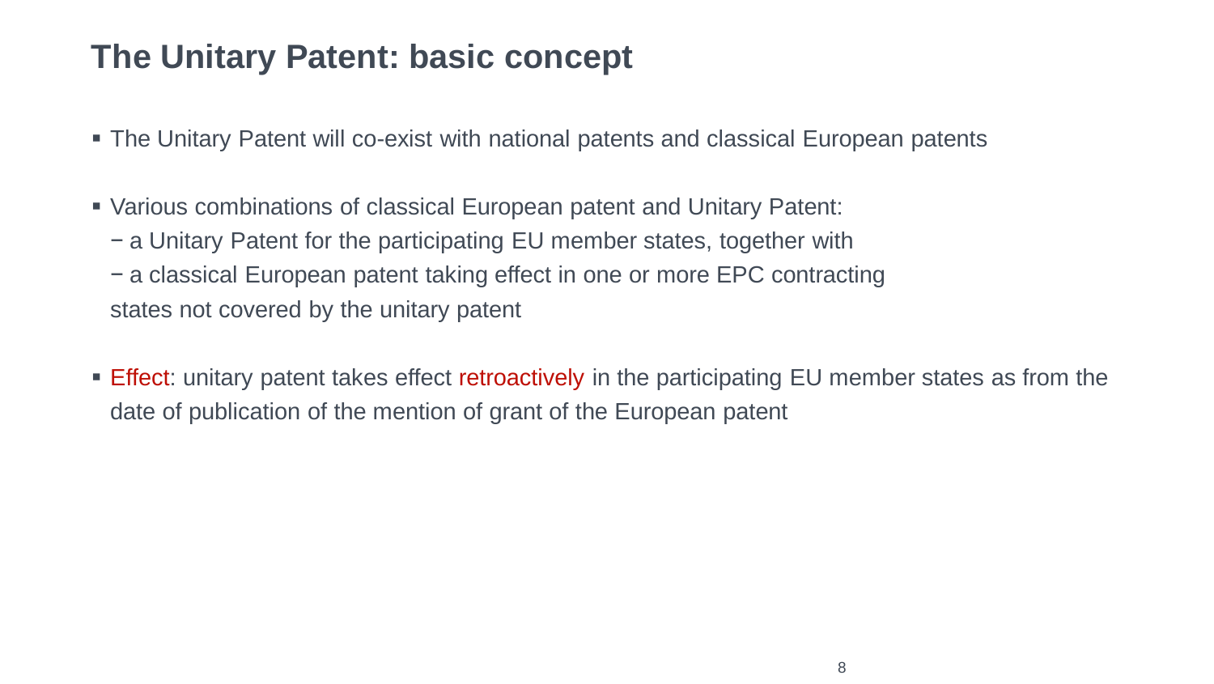# The Unitary Patent: basic concept

- The Unitary Patent will co-exist with national patents and classical European patents

- Various combinations of classical European patent and Unitary Patent:
  - a Unitary Patent for the participating EU member states, together with
  - a classical European patent taking effect in one or more EPC contracting states not covered by the unitary patent

- Effect: unitary patent takes effect retroactively in the participating EU member states as from the date of publication of the mention of grant of the European patent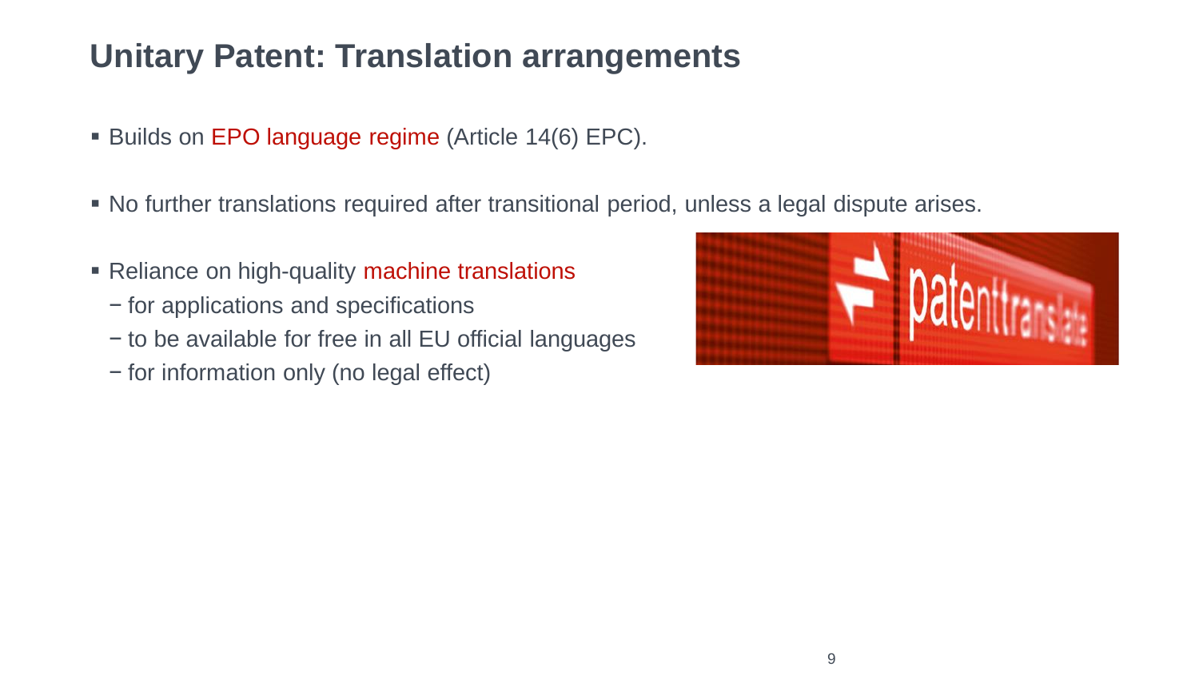# Unitary Patent: Translation arrangements

- Builds on EPO language regime (Article 14(6) EPC).
- No further translations required after transitional period, unless a legal dispute arises.
- Reliance on high-quality machine translations
  - for applications and specifications
  - to be available for free in all EU official languages
  - for information only (no legal effect)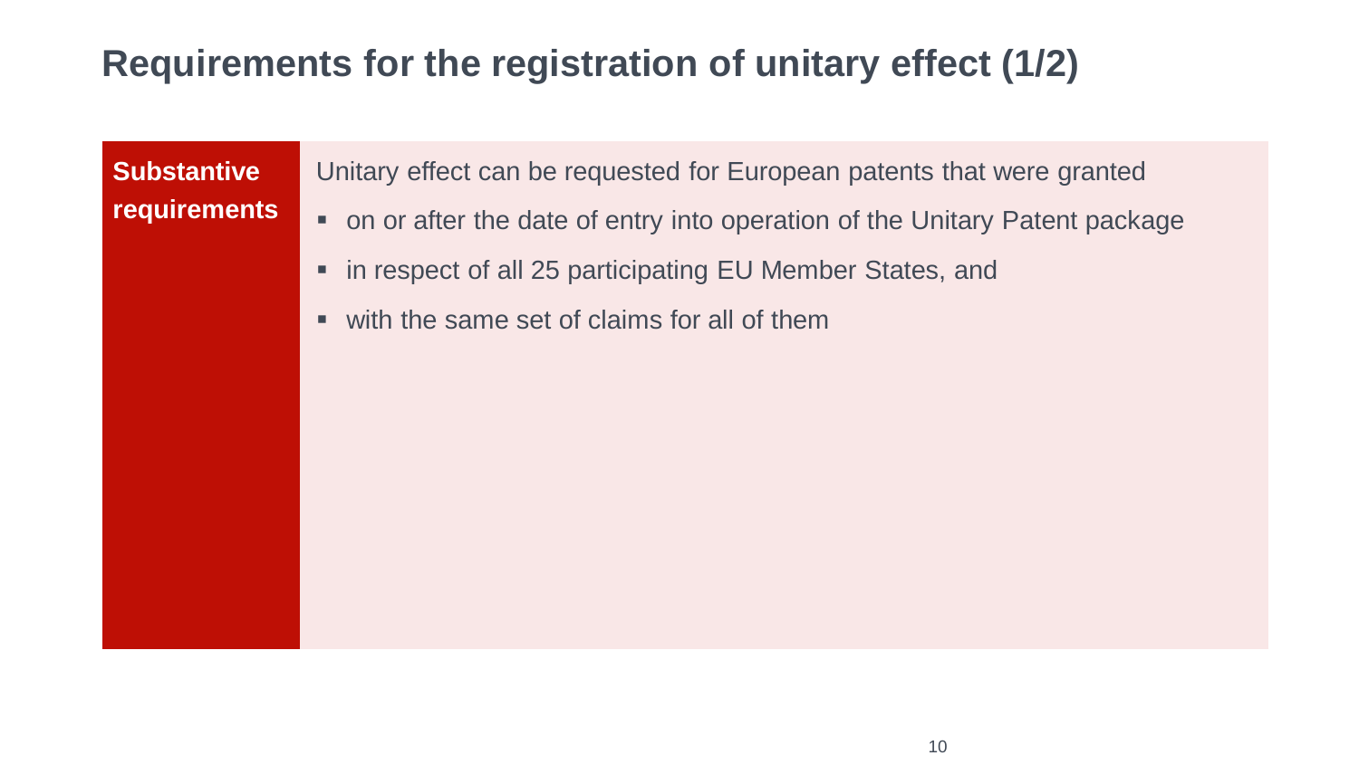# Requirements for the registration of unitary effect (1/2)

**Substantive requirements**

Unitary effect can be requested for European patents that were granted

- on or after the date of entry into operation of the Unitary Patent package
- in respect of all 25 participating EU Member States, and
- with the same set of claims for all of them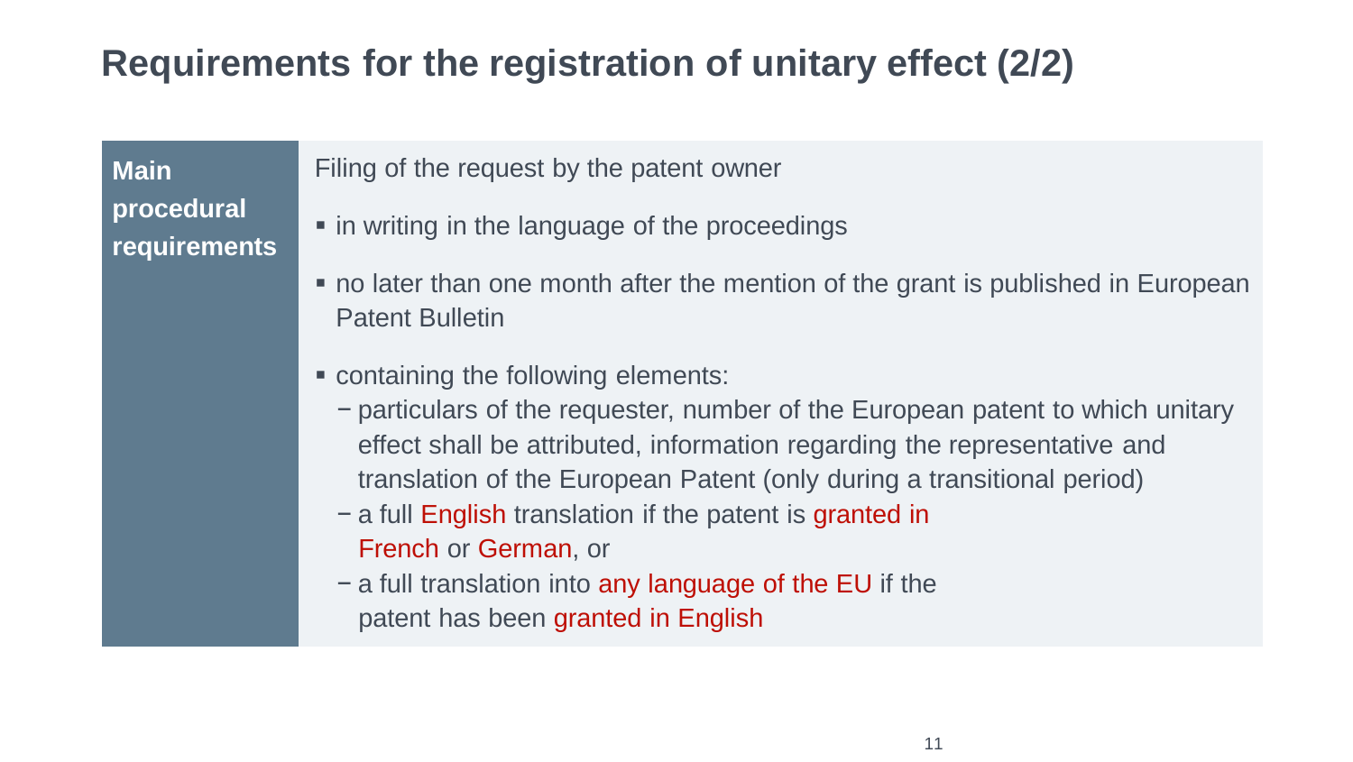# Requirements for the registration of unitary effect (2/2)

**Main procedural requirements**

Filing of the request by the patent owner

- in writing in the language of the proceedings
- no later than one month after the mention of the grant is published in European Patent Bulletin
- containing the following elements:
  - particulars of the requester, number of the European patent to which unitary effect shall be attributed, information regarding the representative and translation of the European Patent (only during a transitional period)
  - a full English translation if the patent is granted in French or German, or
  - a full translation into any language of the EU if the patent has been granted in English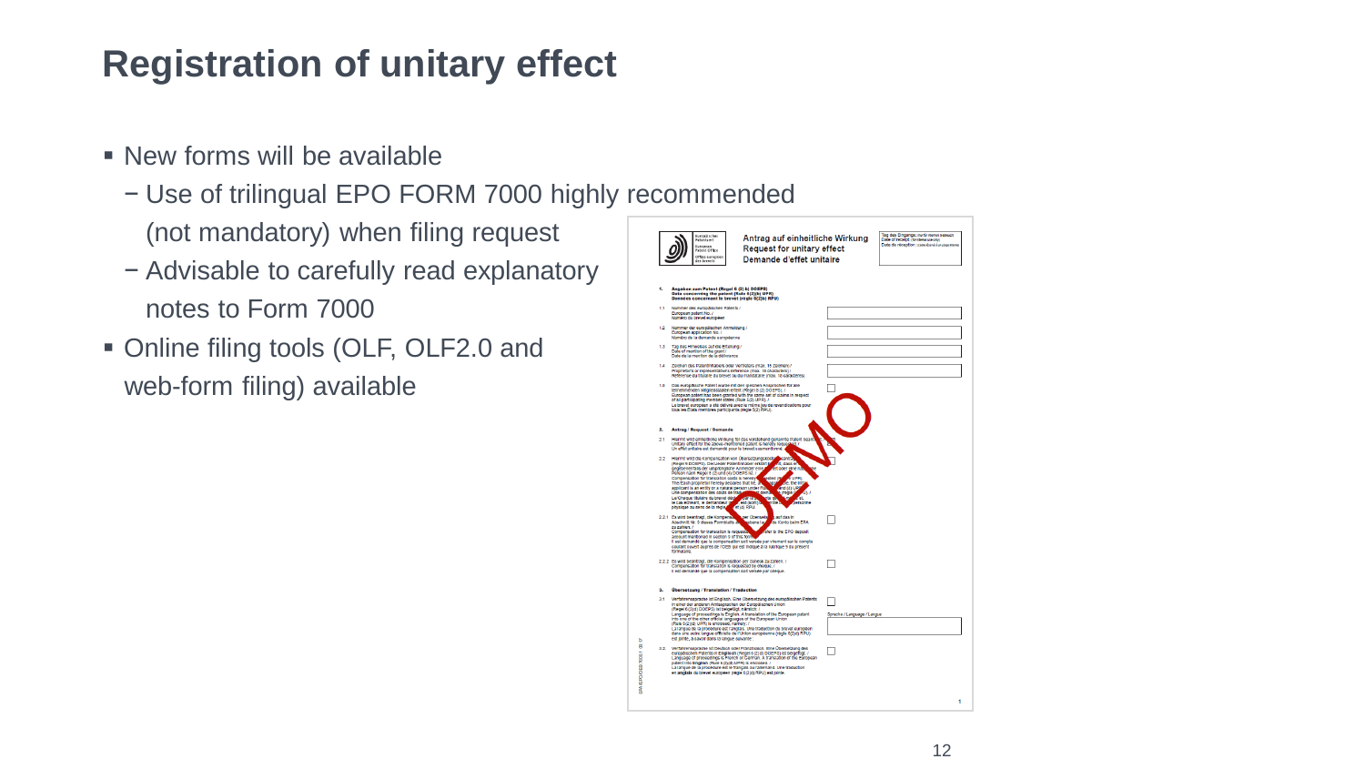# Registration of unitary effect

- New forms will be available
  - Use of trilingual EPO FORM 7000 highly recommended (not mandatory) when filing request
  - Advisable to carefully read explanatory notes to Form 7000
- Online filing tools (OLF, OLF2.0 and web-form filing) available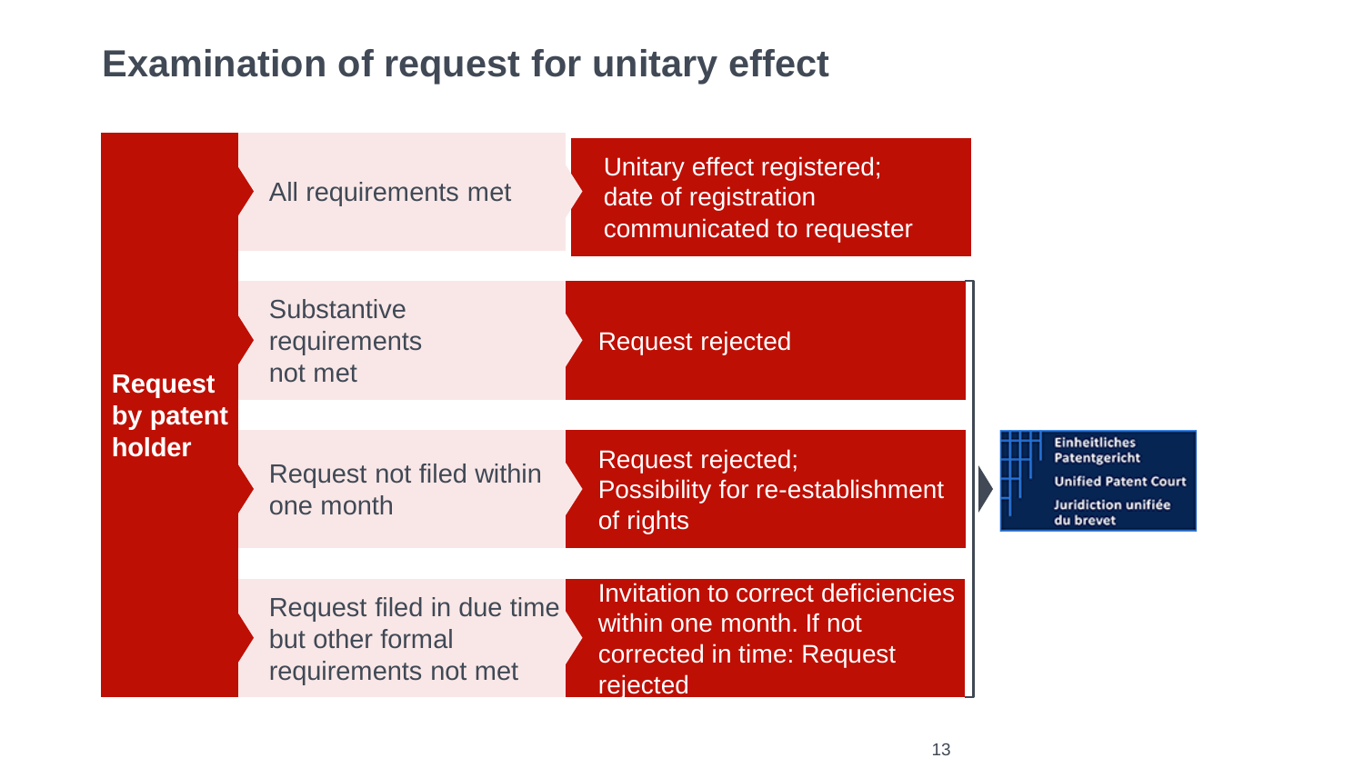# Examination of request for unitary effect

**Request by patent holder**

| Condition | Outcome |
| --- | --- |
| All requirements met | Unitary effect registered; date of registration communicated to requester |
| Substantive requirements not met | Request rejected |
| Request not filed within one month | Request rejected; Possibility for re-establishment of rights |
| Request filed in due time but other formal requirements not met | Invitation to correct deficiencies within one month. If not corrected in time: Request rejected |

Einheitliches Patentgericht
Unified Patent Court
Juridiction unifiée du brevet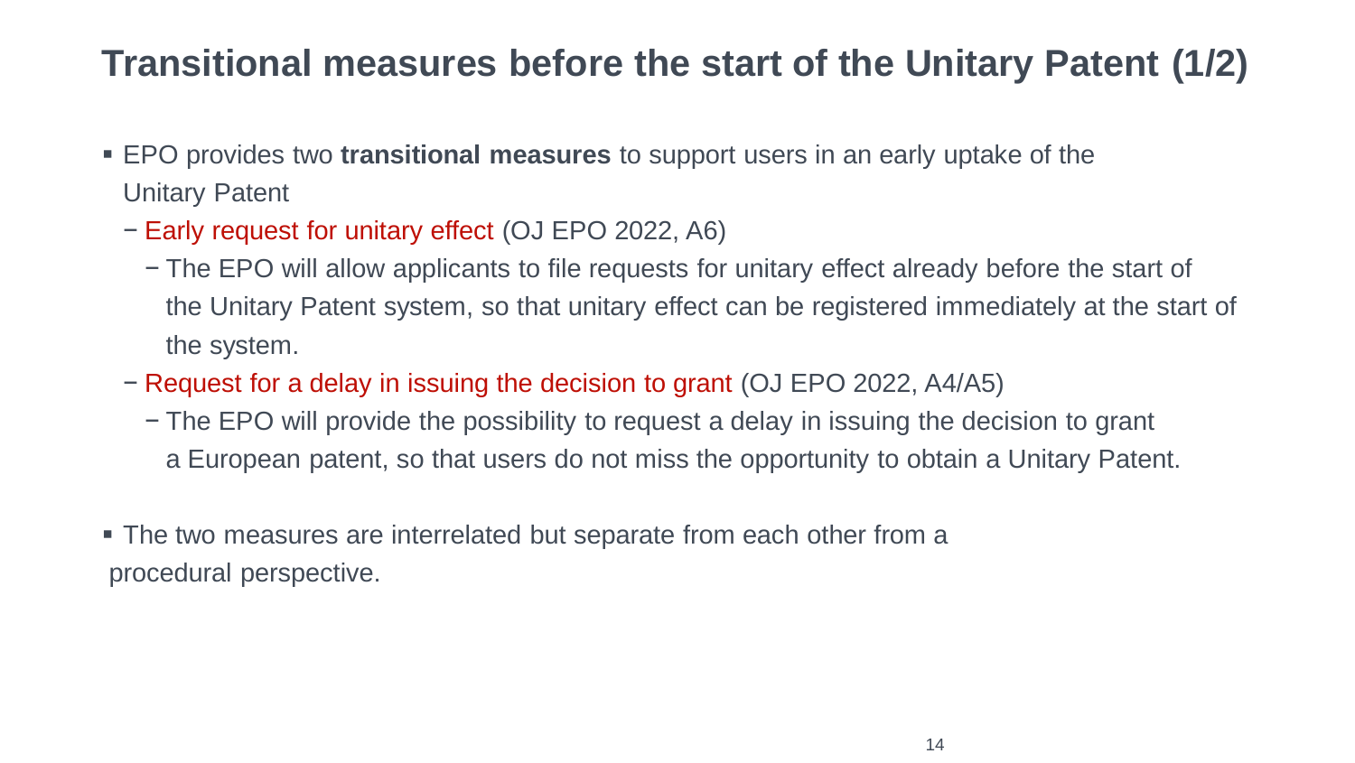# Transitional measures before the start of the Unitary Patent (1/2)

- EPO provides two **transitional measures** to support users in an early uptake of the Unitary Patent
  - Early request for unitary effect (OJ EPO 2022, A6)
    - The EPO will allow applicants to file requests for unitary effect already before the start of the Unitary Patent system, so that unitary effect can be registered immediately at the start of the system.
  - Request for a delay in issuing the decision to grant (OJ EPO 2022, A4/A5)
    - The EPO will provide the possibility to request a delay in issuing the decision to grant a European patent, so that users do not miss the opportunity to obtain a Unitary Patent.

- The two measures are interrelated but separate from each other from a procedural perspective.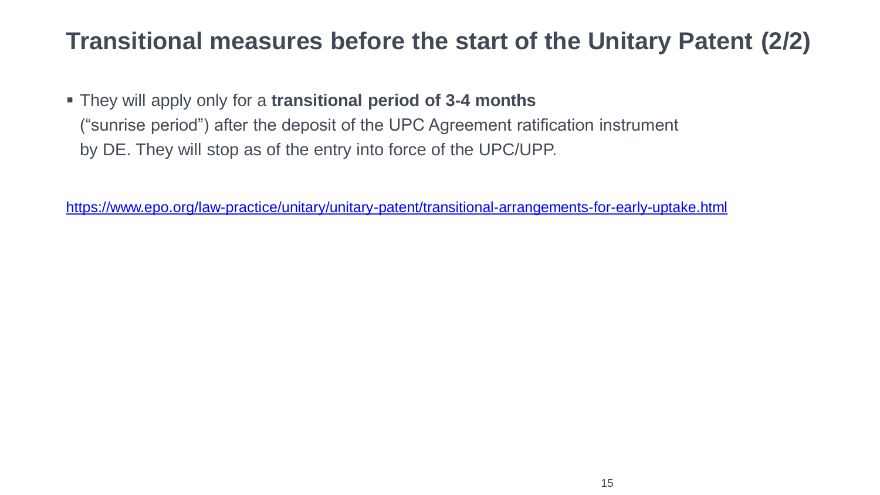# Transitional measures before the start of the Unitary Patent (2/2)

- They will apply only for a **transitional period of 3-4 months** ("sunrise period") after the deposit of the UPC Agreement ratification instrument by DE. They will stop as of the entry into force of the UPC/UPP.

https://www.epo.org/law-practice/unitary/unitary-patent/transitional-arrangements-for-early-uptake.html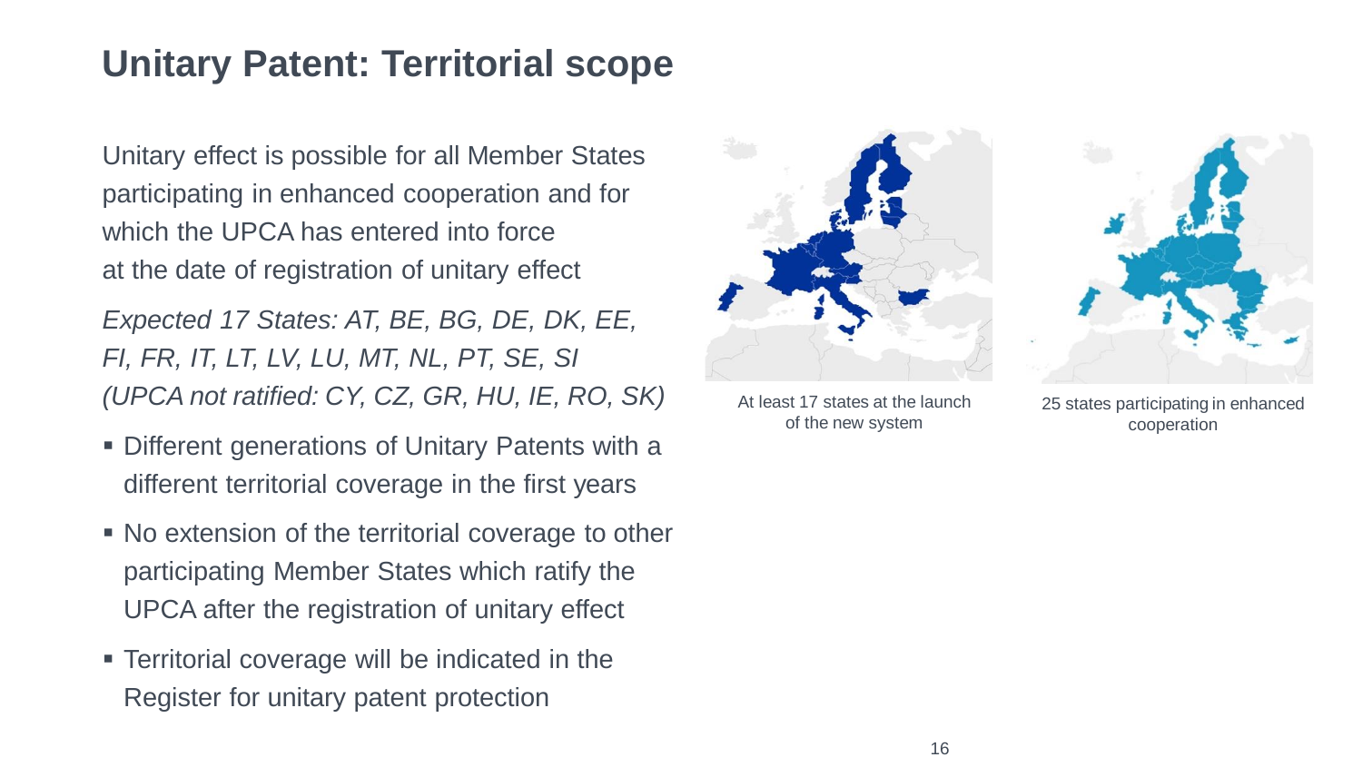# Unitary Patent: Territorial scope

Unitary effect is possible for all Member States participating in enhanced cooperation and for which the UPCA has entered into force at the date of registration of unitary effect

*Expected 17 States: AT, BE, BG, DE, DK, EE, FI, FR, IT, LT, LV, LU, MT, NL, PT, SE, SI (UPCA not ratified: CY, CZ, GR, HU, IE, RO, SK)*

- Different generations of Unitary Patents with a different territorial coverage in the first years
- No extension of the territorial coverage to other participating Member States which ratify the UPCA after the registration of unitary effect
- Territorial coverage will be indicated in the Register for unitary patent protection

At least 17 states at the launch of the new system

25 states participating in enhanced cooperation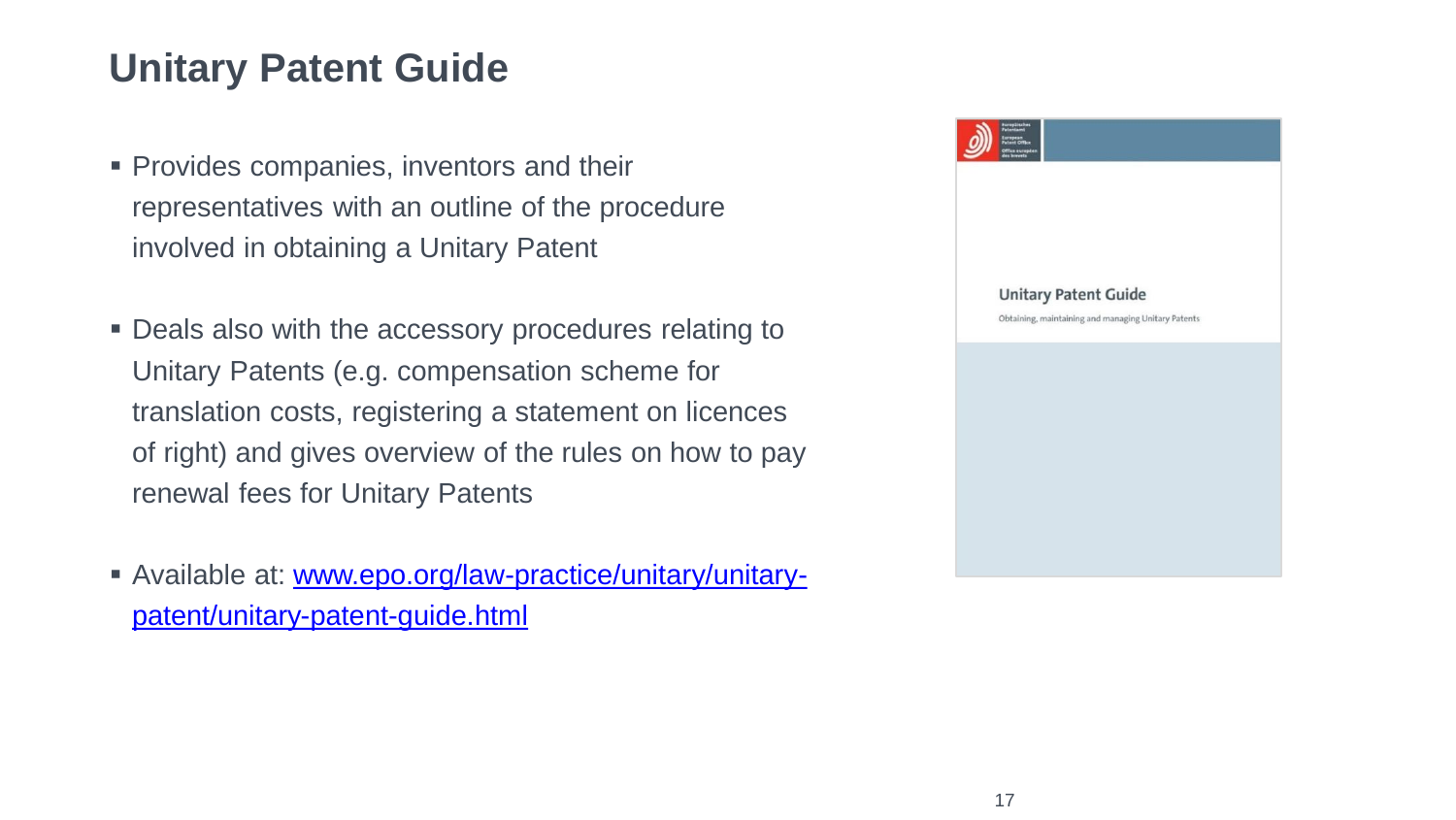# Unitary Patent Guide

- Provides companies, inventors and their representatives with an outline of the procedure involved in obtaining a Unitary Patent
- Deals also with the accessory procedures relating to Unitary Patents (e.g. compensation scheme for translation costs, registering a statement on licences of right) and gives overview of the rules on how to pay renewal fees for Unitary Patents
- Available at: [www.epo.org/law-practice/unitary/unitary-patent/unitary-patent-guide.html](www.epo.org/law-practice/unitary/unitary-patent/unitary-patent-guide.html)

Unitary Patent Guide

Obtaining, maintaining and managing Unitary Patents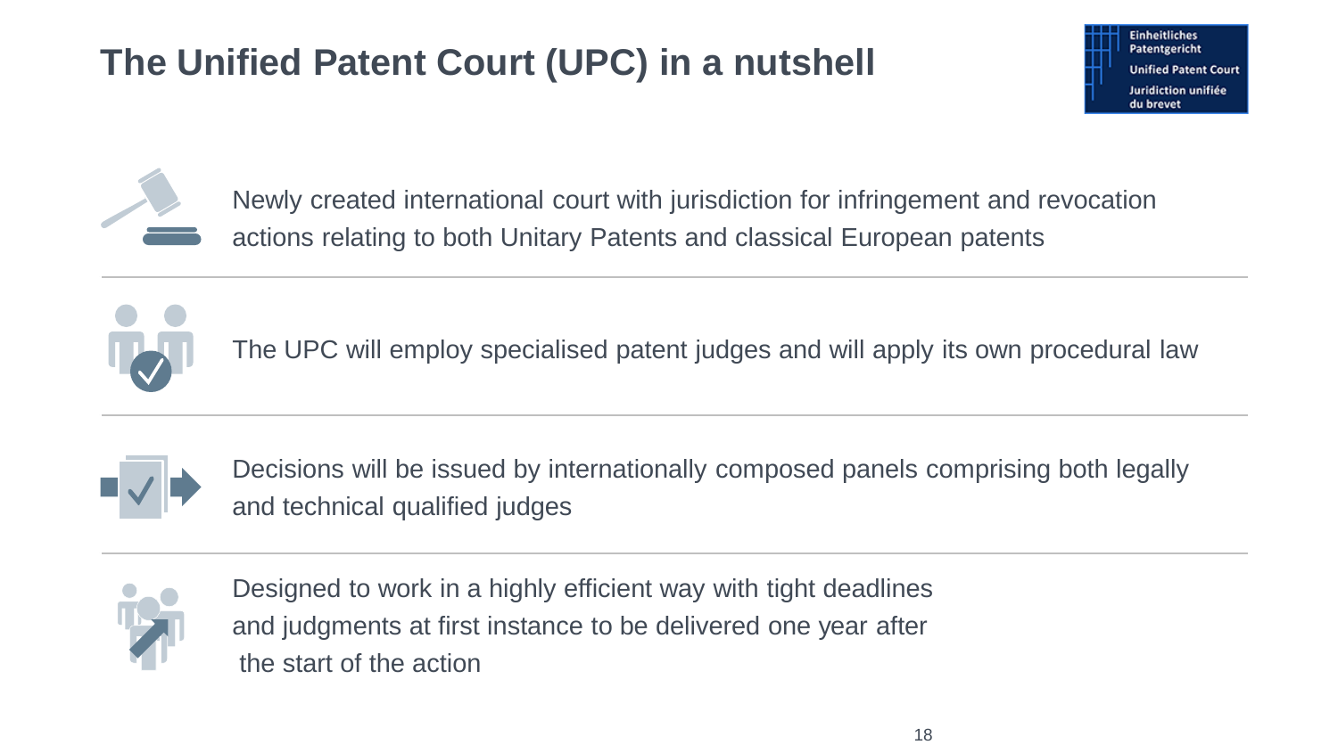# The Unified Patent Court (UPC) in a nutshell

Einheitliches Patentgericht
Unified Patent Court
Juridiction unifiée du brevet

- Newly created international court with jurisdiction for infringement and revocation actions relating to both Unitary Patents and classical European patents

- The UPC will employ specialised patent judges and will apply its own procedural law

- Decisions will be issued by internationally composed panels comprising both legally and technical qualified judges

- Designed to work in a highly efficient way with tight deadlines and judgments at first instance to be delivered one year after the start of the action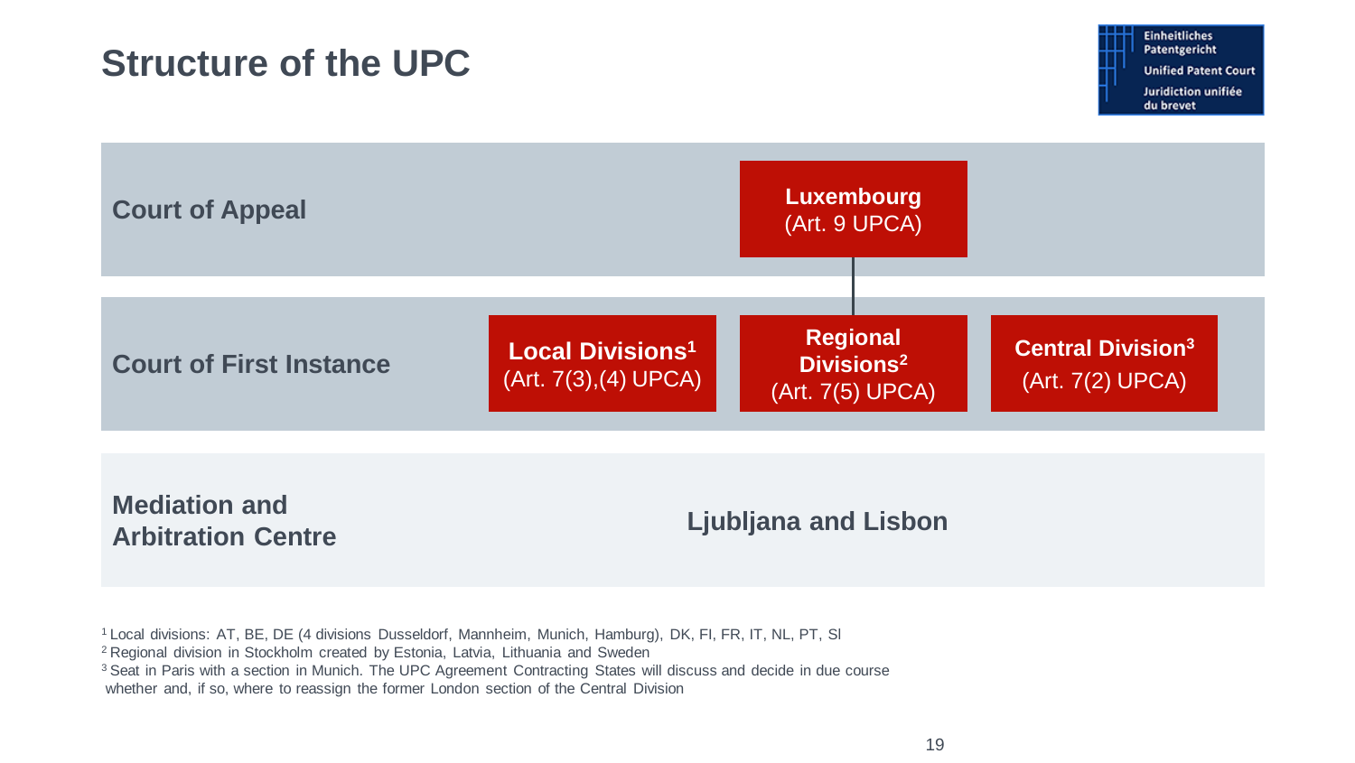# Structure of the UPC

Einheitliches Patentgericht
Unified Patent Court
Juridiction unifiée du brevet

| | | | |
|---|---|---|---|
| **Court of Appeal** | | **Luxembourg** (Art. 9 UPCA) | |
| **Court of First Instance** | **Local Divisions**[1] (Art. 7(3),(4) UPCA) | **Regional Divisions**[2] (Art. 7(5) UPCA) | **Central Division**[3] (Art. 7(2) UPCA) |
| **Mediation and Arbitration Centre** | | **Ljubljana and Lisbon** | |

[1] Local divisions: AT, BE, DE (4 divisions Dusseldorf, Mannheim, Munich, Hamburg), DK, FI, FR, IT, NL, PT, SI

[2] Regional division in Stockholm created by Estonia, Latvia, Lithuania and Sweden

[3] Seat in Paris with a section in Munich. The UPC Agreement Contracting States will discuss and decide in due course whether and, if so, where to reassign the former London section of the Central Division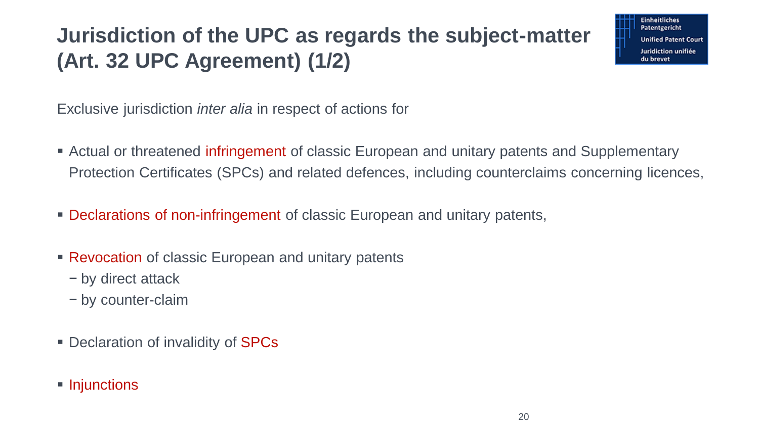# Jurisdiction of the UPC as regards the subject-matter (Art. 32 UPC Agreement) (1/2)

Exclusive jurisdiction *inter alia* in respect of actions for

- Actual or threatened infringement of classic European and unitary patents and Supplementary Protection Certificates (SPCs) and related defences, including counterclaims concerning licences,
- Declarations of non-infringement of classic European and unitary patents,
- Revocation of classic European and unitary patents
  - by direct attack
  - by counter-claim
- Declaration of invalidity of SPCs
- Injunctions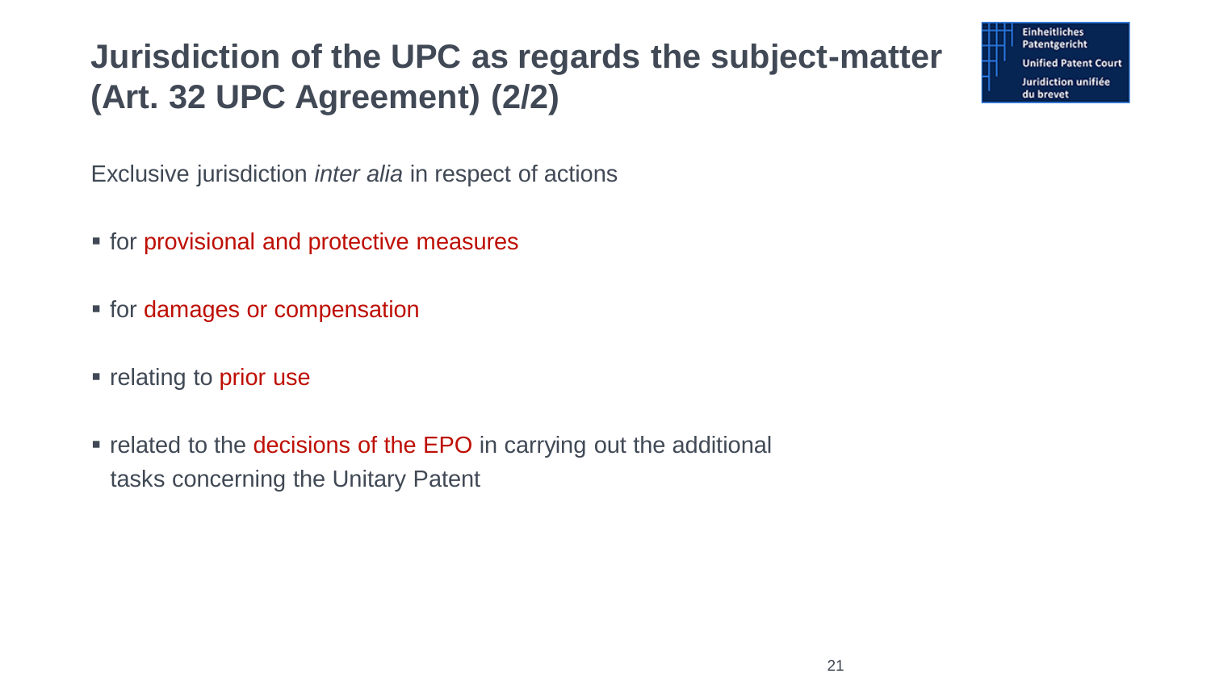# Jurisdiction of the UPC as regards the subject-matter (Art. 32 UPC Agreement) (2/2)

Exclusive jurisdiction *inter alia* in respect of actions

- for provisional and protective measures
- for damages or compensation
- relating to prior use
- related to the decisions of the EPO in carrying out the additional tasks concerning the Unitary Patent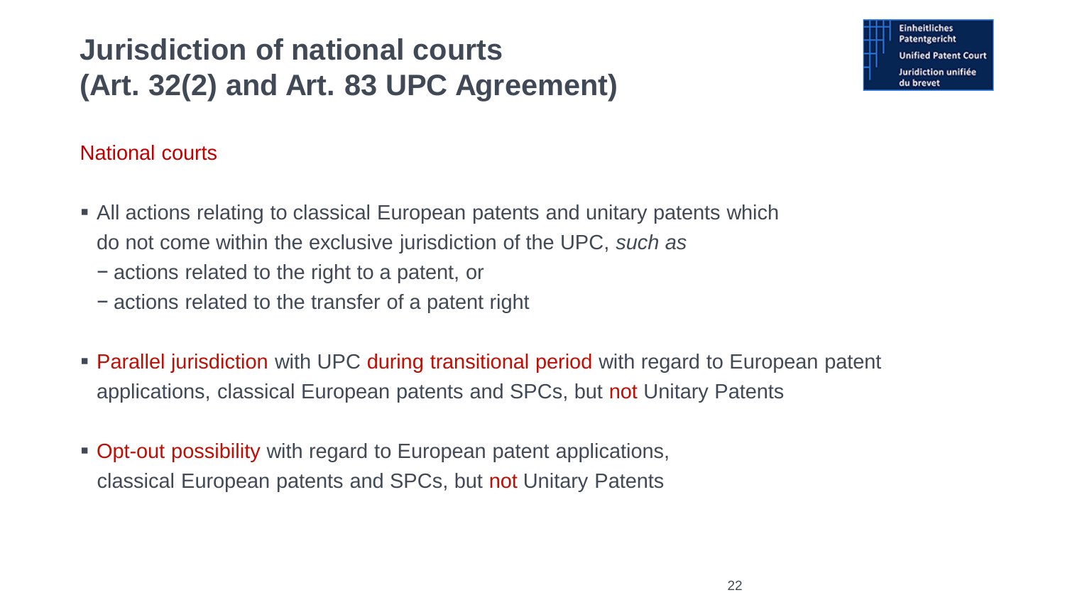# Jurisdiction of national courts (Art. 32(2) and Art. 83 UPC Agreement)

## National courts

- All actions relating to classical European patents and unitary patents which do not come within the exclusive jurisdiction of the UPC, *such as*
  - actions related to the right to a patent, or
  - actions related to the transfer of a patent right
- Parallel jurisdiction with UPC during transitional period with regard to European patent applications, classical European patents and SPCs, but not Unitary Patents
- Opt-out possibility with regard to European patent applications, classical European patents and SPCs, but not Unitary Patents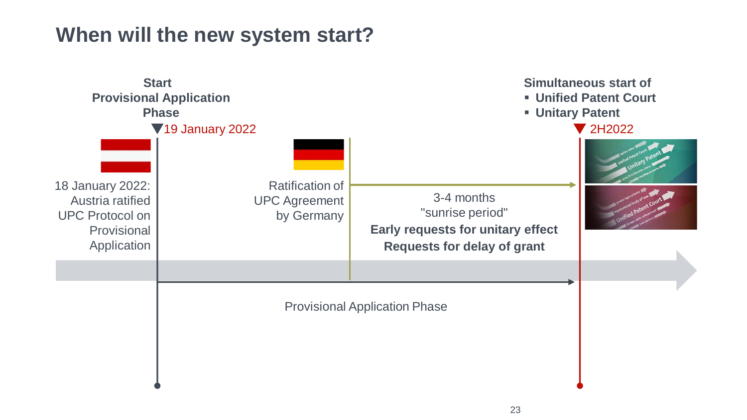# When will the new system start?

**Start Provisional Application Phase**

19 January 2022

18 January 2022: Austria ratified UPC Protocol on Provisional Application

Ratification of UPC Agreement by Germany

3-4 months "sunrise period"

**Early requests for unitary effect**

**Requests for delay of grant**

**Simultaneous start of**

- **Unified Patent Court**
- **Unitary Patent**

2H2022

Provisional Application Phase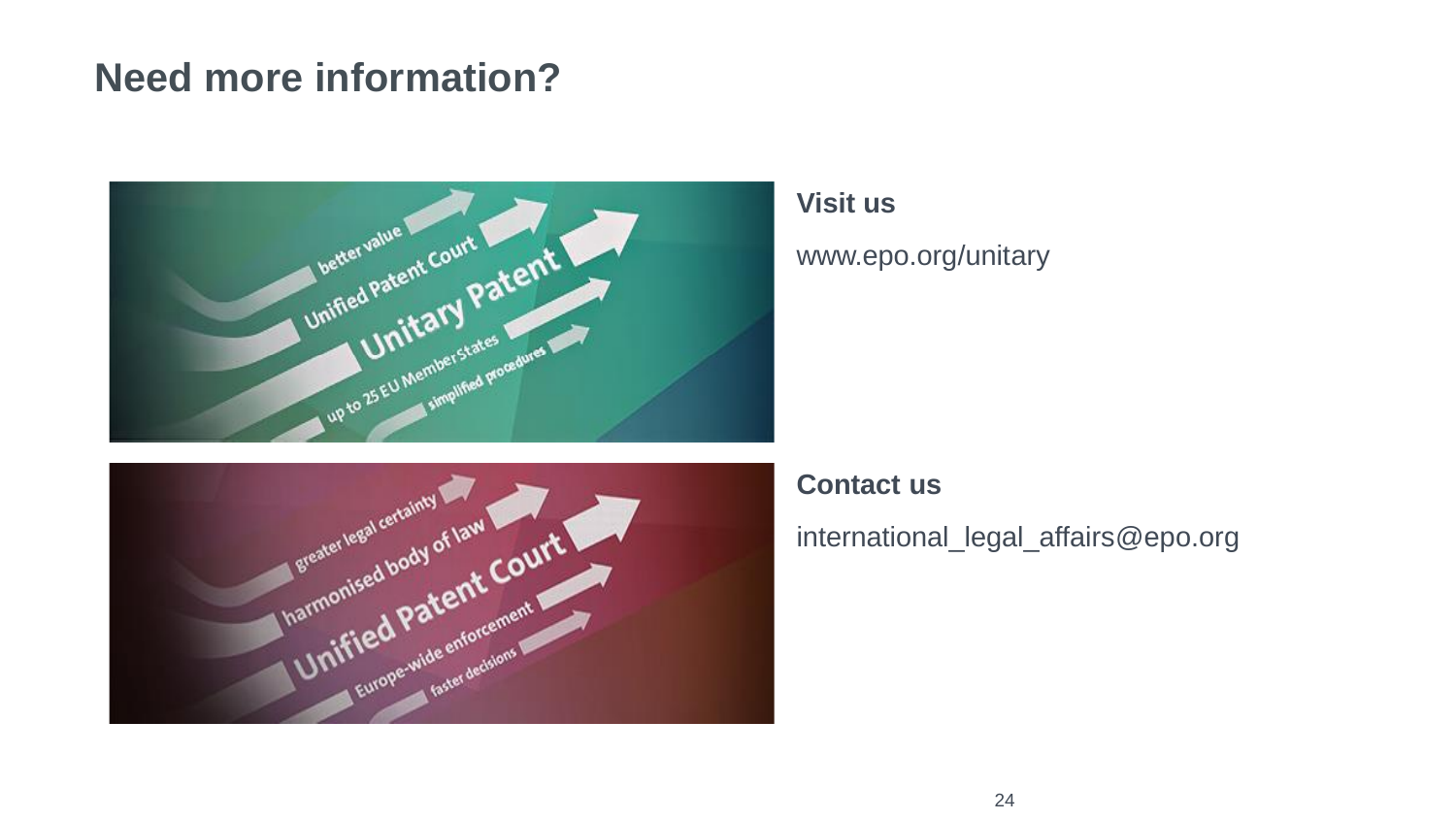# Need more information?

**Visit us**

www.epo.org/unitary

**Contact us**

international_legal_affairs@epo.org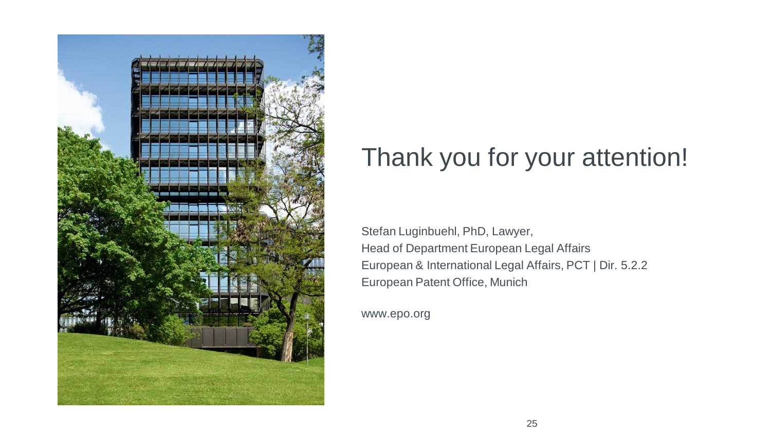# Thank you for your attention!

Stefan Luginbuehl, PhD, Lawyer,
Head of Department European Legal Affairs
European & International Legal Affairs, PCT | Dir. 5.2.2
European Patent Office, Munich

www.epo.org